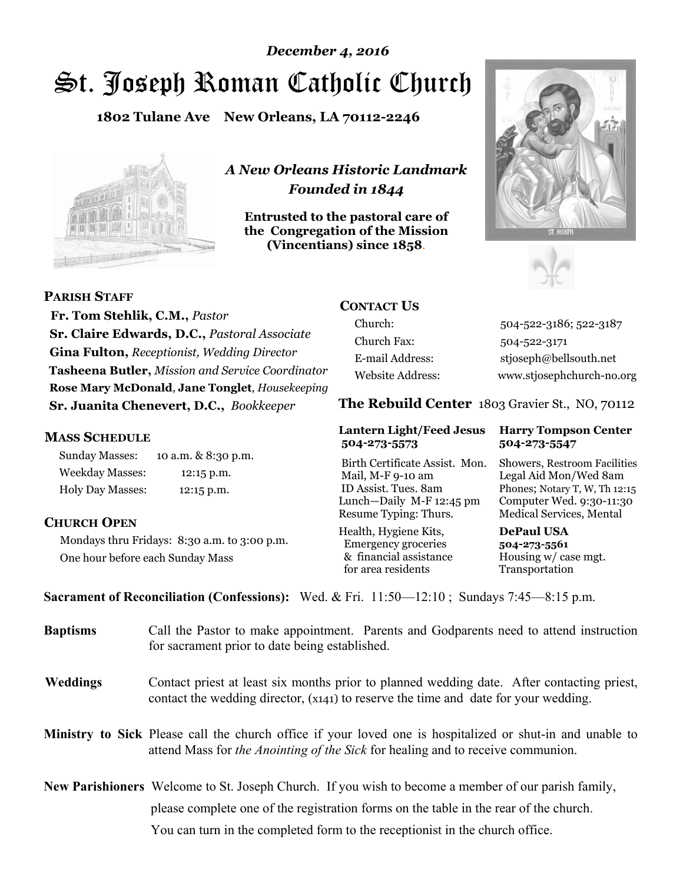*December 4, 2016*

# St. Joseph Roman Catholic Church

**1802 Tulane Ave New Orleans, LA 70112-2246**

***A New Orleans Historic Landmark***
***Founded in 1844***

**Entrusted to the pastoral care of the Congregation of the Mission (Vincentians) since 1858.**

## PARISH STAFF

**Fr. Tom Stehlik, C.M.,** *Pastor*
**Sr. Claire Edwards, D.C.,** *Pastoral Associate*
**Gina Fulton,** *Receptionist, Wedding Director*
**Tasheena Butler,** *Mission and Service Coordinator*
**Rose Mary McDonald**, **Jane Tonglet**, *Housekeeping*
**Sr. Juanita Chenevert, D.C.,** *Bookkeeper*

## MASS SCHEDULE

| | |
|---|---|
| Sunday Masses: | 10 a.m. & 8:30 p.m. |
| Weekday Masses: | 12:15 p.m. |
| Holy Day Masses: | 12:15 p.m. |

## CHURCH OPEN

Mondays thru Fridays: 8:30 a.m. to 3:00 p.m.
One hour before each Sunday Mass

## CONTACT US

| | |
|---|---|
| Church: | 504-522-3186; 522-3187 |
| Church Fax: | 504-522-3171 |
| E-mail Address: | stjoseph@bellsouth.net |
| Website Address: | www.stjosephchurch-no.org |

## The Rebuild Center 1803 Gravier St., NO, 70112

**Lantern Light/Feed Jesus 504-273-5573**

Birth Certificate Assist. Mon.
Mail, M-F 9-10 am
ID Assist. Tues. 8am
Lunch—Daily M-F 12:45 pm
Resume Typing: Thurs.

Health, Hygiene Kits, Emergency groceries & financial assistance for area residents

**Harry Tompson Center 504-273-5547**

Showers, Restroom Facilities
Legal Aid Mon/Wed 8am
Phones; Notary T, W, Th 12:15
Computer Wed. 9:30-11:30
Medical Services, Mental

**DePaul USA 504-273-5561**

Housing w/ case mgt.
Transportation

**Sacrament of Reconciliation (Confessions):** Wed. & Fri. 11:50—12:10 ; Sundays 7:45—8:15 p.m.

**Baptisms** Call the Pastor to make appointment. Parents and Godparents need to attend instruction for sacrament prior to date being established.

**Weddings** Contact priest at least six months prior to planned wedding date. After contacting priest, contact the wedding director, (x141) to reserve the time and date for your wedding.

**Ministry to Sick** Please call the church office if your loved one is hospitalized or shut-in and unable to attend Mass for *the Anointing of the Sick* for healing and to receive communion.

**New Parishioners** Welcome to St. Joseph Church. If you wish to become a member of our parish family, please complete one of the registration forms on the table in the rear of the church. You can turn in the completed form to the receptionist in the church office.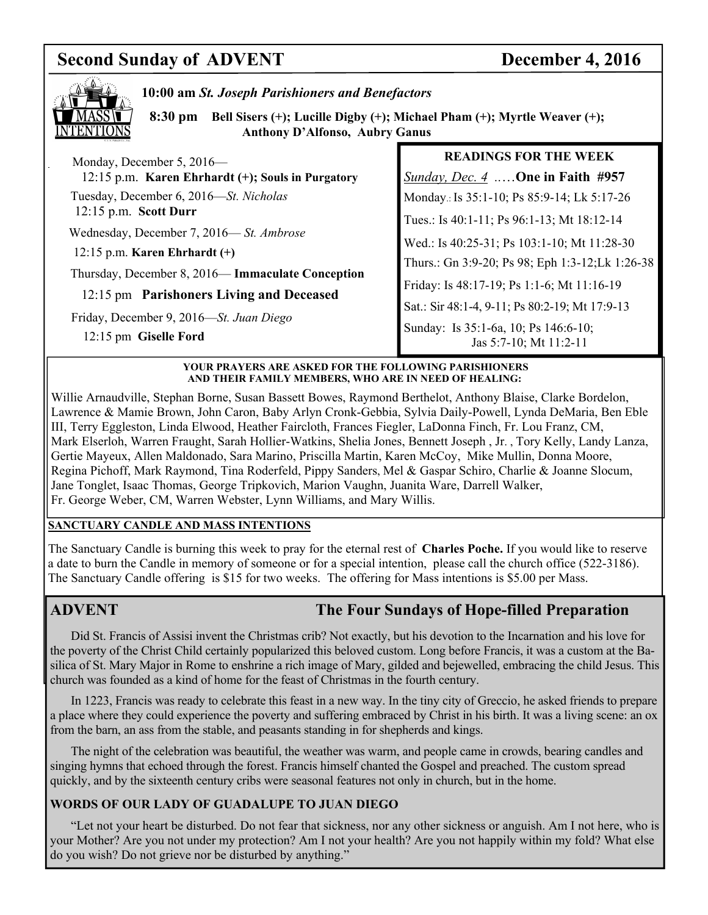# Second Sunday of ADVENT — December 4, 2016

## MASS INTENTIONS

**10:00 am** ***St. Joseph Parishioners and Benefactors***

**8:30 pm** **Bell Sisers (+); Lucille Digby (+); Michael Pham (+); Myrtle Weaver (+); Anthony D'Alfonso, Aubry Ganus**

Monday, December 5, 2016—
12:15 p.m. **Karen Ehrhardt (+); Souls in Purgatory**

Tuesday, December 6, 2016—*St. Nicholas*
12:15 p.m. **Scott Durr**

Wednesday, December 7, 2016— *St. Ambrose*
12:15 p.m. **Karen Ehrhardt (+)**

Thursday, December 8, 2016— **Immaculate Conception**
12:15 pm **Parishoners Living and Deceased**

Friday, December 9, 2016—*St. Juan Diego*
12:15 pm **Giselle Ford**

### READINGS FOR THE WEEK

*Sunday, Dec. 4* ..…**One in Faith #957**

Monday.: Is 35:1-10; Ps 85:9-14; Lk 5:17-26

Tues.: Is 40:1-11; Ps 96:1-13; Mt 18:12-14

Wed.: Is 40:25-31; Ps 103:1-10; Mt 11:28-30

Thurs.: Gn 3:9-20; Ps 98; Eph 1:3-12;Lk 1:26-38

Friday: Is 48:17-19; Ps 1:1-6; Mt 11:16-19

Sat.: Sir 48:1-4, 9-11; Ps 80:2-19; Mt 17:9-13

Sunday: Is 35:1-6a, 10; Ps 146:6-10; Jas 5:7-10; Mt 11:2-11

### YOUR PRAYERS ARE ASKED FOR THE FOLLOWING PARISHIONERS AND THEIR FAMILY MEMBERS, WHO ARE IN NEED OF HEALING:

Willie Arnaudville, Stephan Borne, Susan Bassett Bowes, Raymond Berthelot, Anthony Blaise, Clarke Bordelon, Lawrence & Mamie Brown, John Caron, Baby Arlyn Cronk-Gebbia, Sylvia Daily-Powell, Lynda DeMaria, Ben Eble III, Terry Eggleston, Linda Elwood, Heather Faircloth, Frances Fiegler, LaDonna Finch, Fr. Lou Franz, CM, Mark Elserloh, Warren Fraught, Sarah Hollier-Watkins, Shelia Jones, Bennett Joseph , Jr. , Tory Kelly, Landy Lanza, Gertie Mayeux, Allen Maldonado, Sara Marino, Priscilla Martin, Karen McCoy, Mike Mullin, Donna Moore, Regina Pichoff, Mark Raymond, Tina Roderfeld, Pippy Sanders, Mel & Gaspar Schiro, Charlie & Joanne Slocum, Jane Tonglet, Isaac Thomas, George Tripkovich, Marion Vaughn, Juanita Ware, Darrell Walker, Fr. George Weber, CM, Warren Webster, Lynn Williams, and Mary Willis.

### SANCTUARY CANDLE AND MASS INTENTIONS

The Sanctuary Candle is burning this week to pray for the eternal rest of **Charles Poche.** If you would like to reserve a date to burn the Candle in memory of someone or for a special intention, please call the church office (522-3186). The Sanctuary Candle offering is $15 for two weeks. The offering for Mass intentions is $5.00 per Mass.

## ADVENT — The Four Sundays of Hope-filled Preparation

Did St. Francis of Assisi invent the Christmas crib? Not exactly, but his devotion to the Incarnation and his love for the poverty of the Christ Child certainly popularized this beloved custom. Long before Francis, it was a custom at the Basilica of St. Mary Major in Rome to enshrine a rich image of Mary, gilded and bejewelled, embracing the child Jesus. This church was founded as a kind of home for the feast of Christmas in the fourth century.

In 1223, Francis was ready to celebrate this feast in a new way. In the tiny city of Greccio, he asked friends to prepare a place where they could experience the poverty and suffering embraced by Christ in his birth. It was a living scene: an ox from the barn, an ass from the stable, and peasants standing in for shepherds and kings.

The night of the celebration was beautiful, the weather was warm, and people came in crowds, bearing candles and singing hymns that echoed through the forest. Francis himself chanted the Gospel and preached. The custom spread quickly, and by the sixteenth century cribs were seasonal features not only in church, but in the home.

### WORDS OF OUR LADY OF GUADALUPE TO JUAN DIEGO

"Let not your heart be disturbed. Do not fear that sickness, nor any other sickness or anguish. Am I not here, who is your Mother? Are you not under my protection? Am I not your health? Are you not happily within my fold? What else do you wish? Do not grieve nor be disturbed by anything."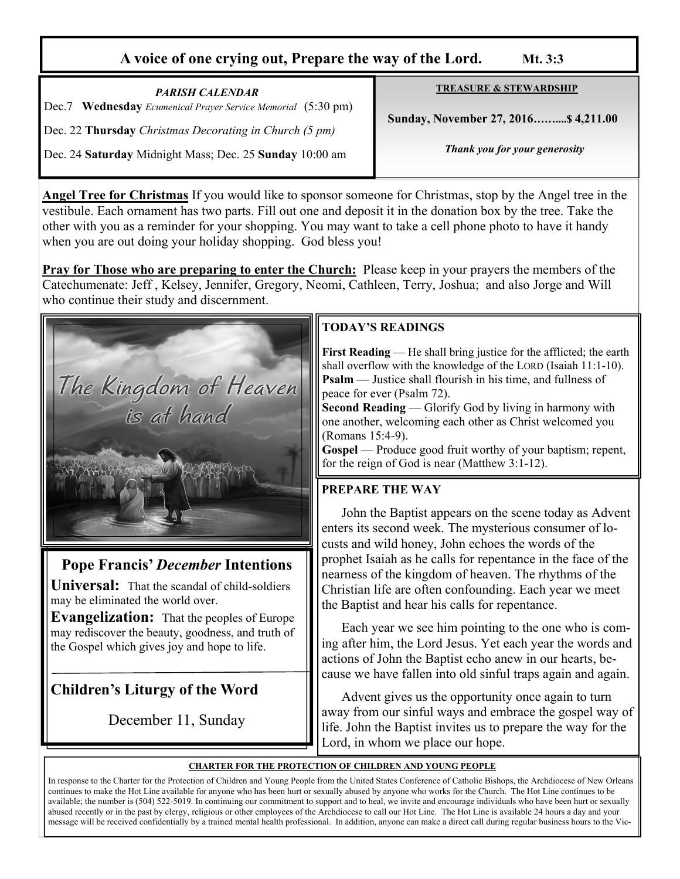# A voice of one crying out, Prepare the way of the Lord. Mt. 3:3

*PARISH CALENDAR*

Dec.7 **Wednesday** *Ecumenical Prayer Service Memorial* (5:30 pm)

Dec. 22 **Thursday** *Christmas Decorating in Church (5 pm)*

Dec. 24 **Saturday** Midnight Mass; Dec. 25 **Sunday** 10:00 am

**TREASURE & STEWARDSHIP**

**Sunday, November 27, 2016……....$ 4,211.00**

***Thank you for your generosity***

**Angel Tree for Christmas** If you would like to sponsor someone for Christmas, stop by the Angel tree in the vestibule. Each ornament has two parts. Fill out one and deposit it in the donation box by the tree. Take the other with you as a reminder for your shopping. You may want to take a cell phone photo to have it handy when you are out doing your holiday shopping. God bless you!

**Pray for Those who are preparing to enter the Church:** Please keep in your prayers the members of the Catechumenate: Jeff , Kelsey, Jennifer, Gregory, Neomi, Cathleen, Terry, Joshua; and also Jorge and Will who continue their study and discernment.

The Kingdom of Heaven is at hand

## Pope Francis' *December* Intentions

**Universal:** That the scandal of child-soldiers may be eliminated the world over.

**Evangelization:** That the peoples of Europe may rediscover the beauty, goodness, and truth of the Gospel which gives joy and hope to life.

## Children's Liturgy of the Word

December 11, Sunday

### TODAY'S READINGS

**First Reading** — He shall bring justice for the afflicted; the earth shall overflow with the knowledge of the LORD (Isaiah 11:1-10).
**Psalm** — Justice shall flourish in his time, and fullness of peace for ever (Psalm 72).
**Second Reading** — Glorify God by living in harmony with one another, welcoming each other as Christ welcomed you (Romans 15:4-9).
**Gospel** — Produce good fruit worthy of your baptism; repent, for the reign of God is near (Matthew 3:1-12).

### PREPARE THE WAY

John the Baptist appears on the scene today as Advent enters its second week. The mysterious consumer of locusts and wild honey, John echoes the words of the prophet Isaiah as he calls for repentance in the face of the nearness of the kingdom of heaven. The rhythms of the Christian life are often confounding. Each year we meet the Baptist and hear his calls for repentance.

Each year we see him pointing to the one who is coming after him, the Lord Jesus. Yet each year the words and actions of John the Baptist echo anew in our hearts, because we have fallen into old sinful traps again and again.

Advent gives us the opportunity once again to turn away from our sinful ways and embrace the gospel way of life. John the Baptist invites us to prepare the way for the Lord, in whom we place our hope.

**CHARTER FOR THE PROTECTION OF CHILDREN AND YOUNG PEOPLE**

In response to the Charter for the Protection of Children and Young People from the United States Conference of Catholic Bishops, the Archdiocese of New Orleans continues to make the Hot Line available for anyone who has been hurt or sexually abused by anyone who works for the Church. The Hot Line continues to be available; the number is (504) 522-5019. In continuing our commitment to support and to heal, we invite and encourage individuals who have been hurt or sexually abused recently or in the past by clergy, religious or other employees of the Archdiocese to call our Hot Line. The Hot Line is available 24 hours a day and your message will be received confidentially by a trained mental health professional. In addition, anyone can make a direct call during regular business hours to the Vic-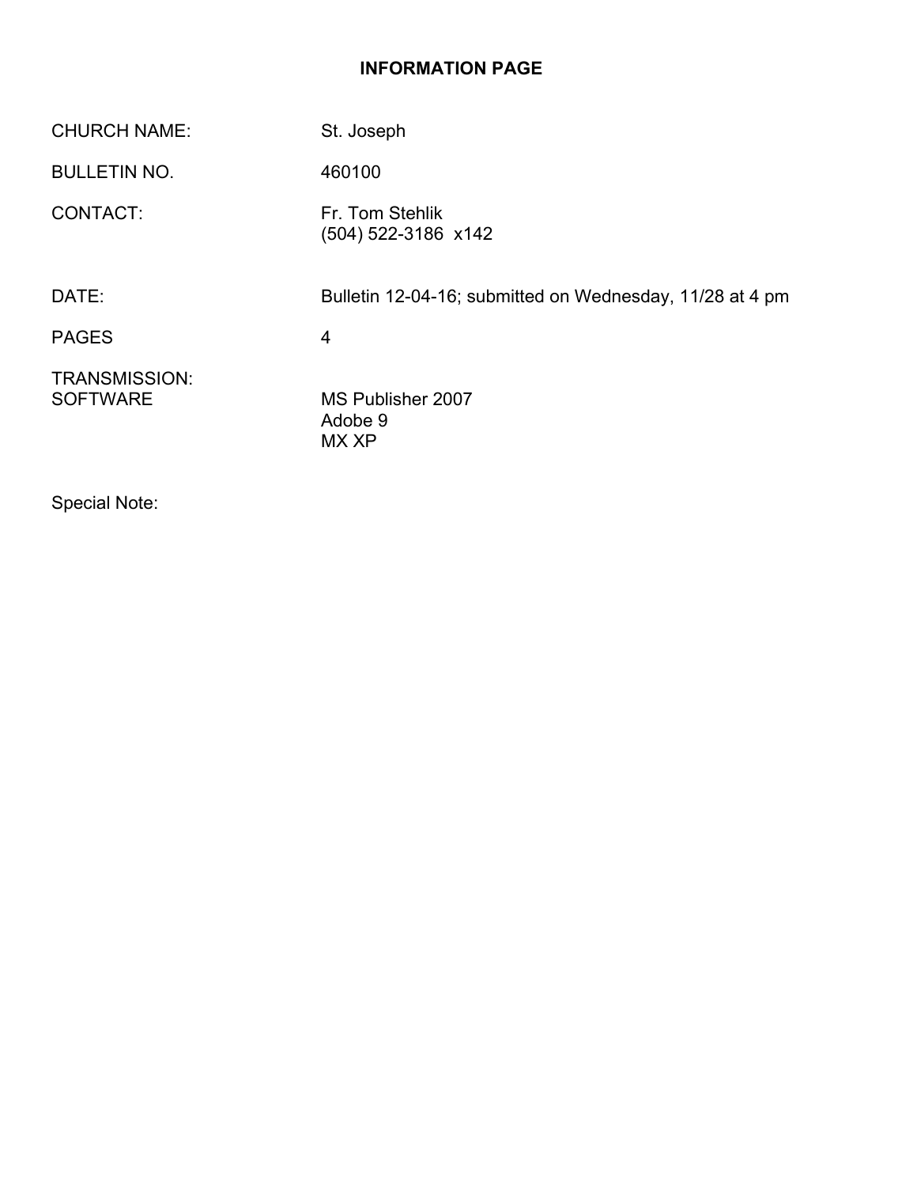# INFORMATION PAGE

| | |
|---|---|
| CHURCH NAME: | St. Joseph |
| BULLETIN NO. | 460100 |
| CONTACT: | Fr. Tom Stehlik<br>(504) 522-3186 x142 |
| DATE: | Bulletin 12-04-16; submitted on Wednesday, 11/28 at 4 pm |
| PAGES | 4 |
| TRANSMISSION:<br>SOFTWARE | MS Publisher 2007<br>Adobe 9<br>MX XP |

Special Note: